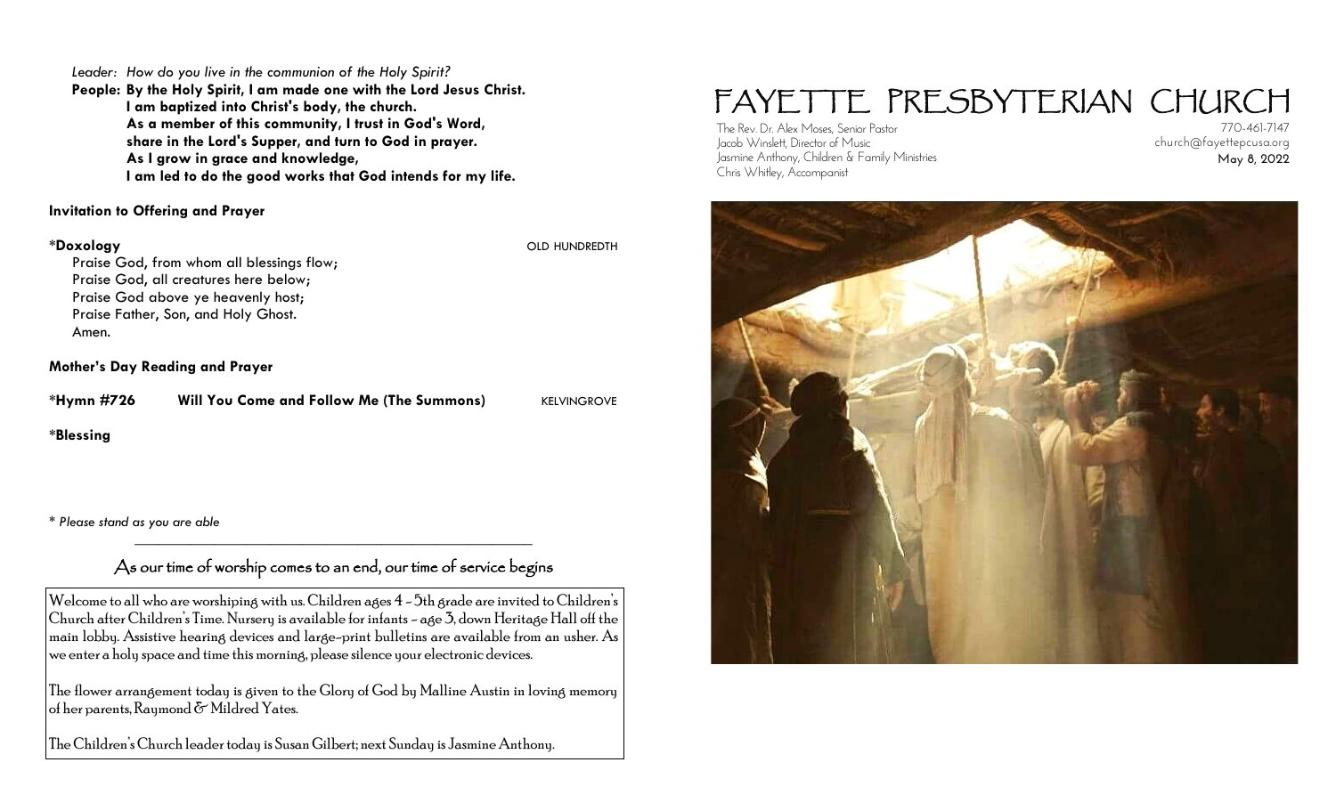*Leader: How do you live in the communion of the Holy Spirit?*

**People: By the Holy Spirit, I am made one with the Lord Jesus Christ.
I am baptized into Christ's body, the church.
As a member of this community, I trust in God's Word,
share in the Lord's Supper, and turn to God in prayer.
As I grow in grace and knowledge,
I am led to do the good works that God intends for my life.**

**Invitation to Offering and Prayer**

**\*Doxology** OLD HUNDREDTH

Praise God, from whom all blessings flow;
Praise God, all creatures here below;
Praise God above ye heavenly host;
Praise Father, Son, and Holy Ghost.
Amen.

**Mother's Day Reading and Prayer**

**\*Hymn #726 Will You Come and Follow Me (The Summons)** KELVINGROVE

**\*Blessing**

*\* Please stand as you are able*

---

As our time of worship comes to an end, our time of service begins

Welcome to all who are worshiping with us. Children ages 4 - 5th grade are invited to Children's Church after Children's Time. Nursery is available for infants - age 3, down Heritage Hall off the main lobby. Assistive hearing devices and large-print bulletins are available from an usher. As we enter a holy space and time this morning, please silence your electronic devices.

The flower arrangement today is given to the Glory of God by Malline Austin in loving memory of her parents, Raymond & Mildred Yates.

The Children's Church leader today is Susan Gilbert; next Sunday is Jasmine Anthony.

# FAYETTE PRESBYTERIAN CHURCH

The Rev. Dr. Alex Moses, Senior Pastor
Jacob Winslett, Director of Music
Jasmine Anthony, Children & Family Ministries
Chris Whitley, Accompanist

770-461-7147
church@fayettepcusa.org
May 8, 2022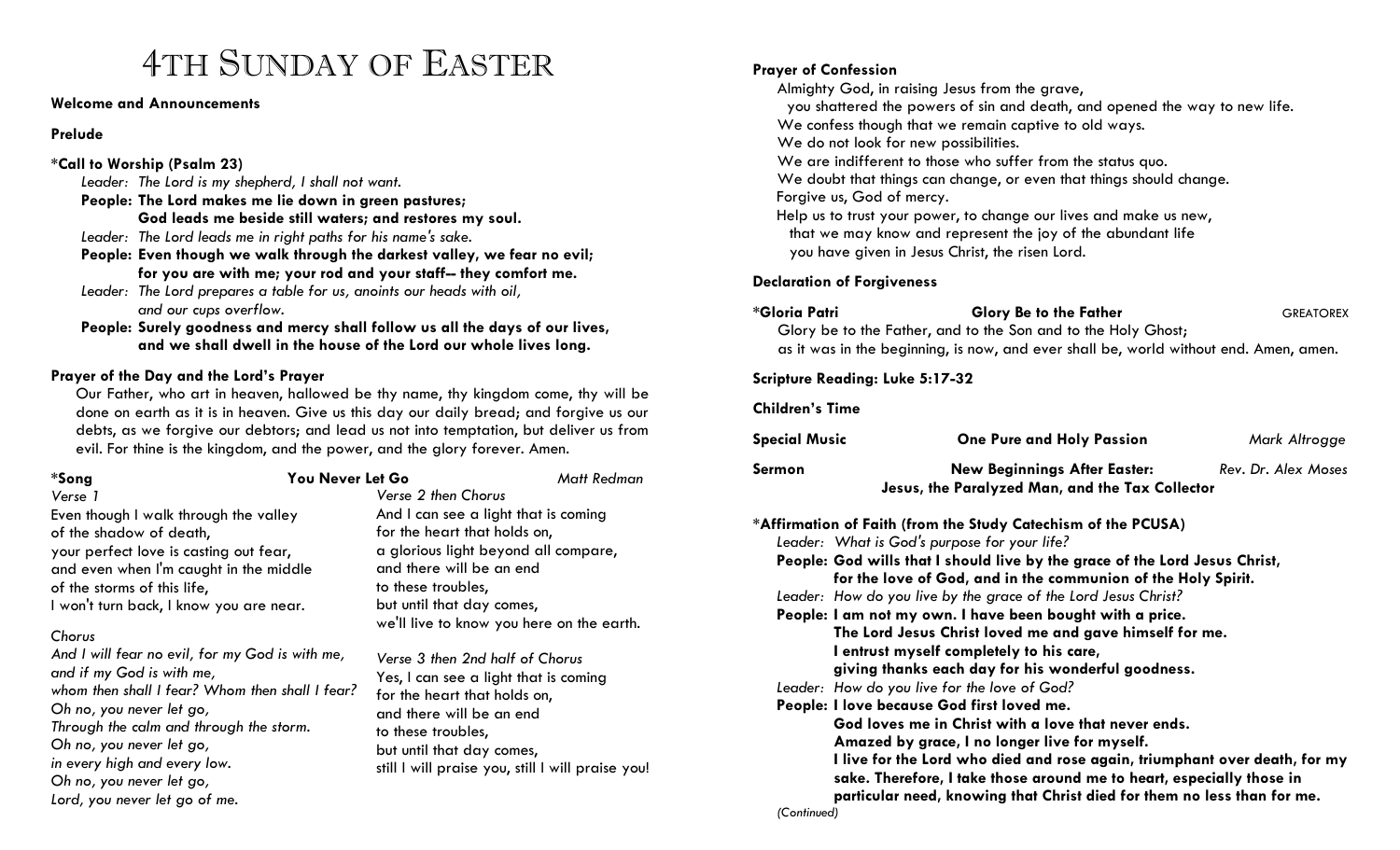# 4TH SUNDAY OF EASTER

**Welcome and Announcements**

**Prelude**

***Call to Worship (Psalm 23)**

*Leader: The Lord is my shepherd, I shall not want.*

**People: The Lord makes me lie down in green pastures;**
**God leads me beside still waters; and restores my soul.**

*Leader: The Lord leads me in right paths for his name's sake.*

**People: Even though we walk through the darkest valley, we fear no evil;**
**for you are with me; your rod and your staff-- they comfort me.**

*Leader: The Lord prepares a table for us, anoints our heads with oil,*
*and our cups overflow.*

**People: Surely goodness and mercy shall follow us all the days of our lives,**
**and we shall dwell in the house of the Lord our whole lives long.**

**Prayer of the Day and the Lord's Prayer**

Our Father, who art in heaven, hallowed be thy name, thy kingdom come, thy will be done on earth as it is in heaven. Give us this day our daily bread; and forgive us our debts, as we forgive our debtors; and lead us not into temptation, but deliver us from evil. For thine is the kingdom, and the power, and the glory forever. Amen.

***Song** — **You Never Let Go** — *Matt Redman*

*Verse 1*

Even though I walk through the valley
of the shadow of death,
your perfect love is casting out fear,
and even when I'm caught in the middle
of the storms of this life,
I won't turn back, I know you are near.

*Chorus*

*And I will fear no evil, for my God is with me,*
*and if my God is with me,*
*whom then shall I fear? Whom then shall I fear?*
*Oh no, you never let go,*
*Through the calm and through the storm.*
*Oh no, you never let go,*
*in every high and every low.*
*Oh no, you never let go,*
*Lord, you never let go of me.*

*Verse 2 then Chorus*

And I can see a light that is coming
for the heart that holds on,
a glorious light beyond all compare,
and there will be an end
to these troubles,
but until that day comes,
we'll live to know you here on the earth.

*Verse 3 then 2nd half of Chorus*

Yes, I can see a light that is coming
for the heart that holds on,
and there will be an end
to these troubles,
but until that day comes,
still I will praise you, still I will praise you!

**Prayer of Confession**

Almighty God, in raising Jesus from the grave,
you shattered the powers of sin and death, and opened the way to new life.
We confess though that we remain captive to old ways.
We do not look for new possibilities.
We are indifferent to those who suffer from the status quo.
We doubt that things can change, or even that things should change.
Forgive us, God of mercy.
Help us to trust your power, to change our lives and make us new,
that we may know and represent the joy of the abundant life
you have given in Jesus Christ, the risen Lord.

**Declaration of Forgiveness**

***Gloria Patri** — **Glory Be to the Father** — GREATOREX

Glory be to the Father, and to the Son and to the Holy Ghost;
as it was in the beginning, is now, and ever shall be, world without end. Amen, amen.

**Scripture Reading: Luke 5:17-32**

**Children's Time**

**Special Music** — **One Pure and Holy Passion** — *Mark Altrogge*

**Sermon** — **New Beginnings After Easter: Jesus, the Paralyzed Man, and the Tax Collector** — *Rev. Dr. Alex Moses*

***Affirmation of Faith (from the Study Catechism of the PCUSA)**

*Leader: What is God's purpose for your life?*

**People: God wills that I should live by the grace of the Lord Jesus Christ,**
**for the love of God, and in the communion of the Holy Spirit.**

*Leader: How do you live by the grace of the Lord Jesus Christ?*

**People: I am not my own. I have been bought with a price.**
**The Lord Jesus Christ loved me and gave himself for me.**
**I entrust myself completely to his care,**
**giving thanks each day for his wonderful goodness.**

*Leader: How do you live for the love of God?*

**People: I love because God first loved me.**
**God loves me in Christ with a love that never ends.**
**Amazed by grace, I no longer live for myself.**
**I live for the Lord who died and rose again, triumphant over death, for my sake. Therefore, I take those around me to heart, especially those in particular need, knowing that Christ died for them no less than for me.**

*(Continued)*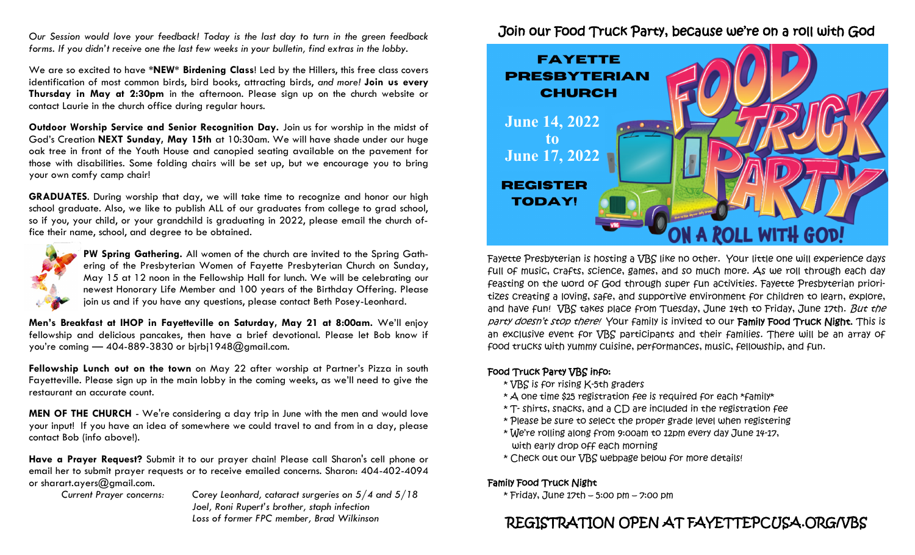*Our Session would love your feedback! Today is the last day to turn in the green feedback forms. If you didn't receive one the last few weeks in your bulletin, find extras in the lobby.*

We are so excited to have ***NEW* Birdening Class**! Led by the Hillers, this free class covers identification of most common birds, bird books, attracting birds, *and more!* **Join us every Thursday in May at 2:30pm** in the afternoon. Please sign up on the church website or contact Laurie in the church office during regular hours.

**Outdoor Worship Service and Senior Recognition Day.** Join us for worship in the midst of God's Creation **NEXT Sunday, May 15th** at 10:30am. We will have shade under our huge oak tree in front of the Youth House and canopied seating available on the pavement for those with disabilities. Some folding chairs will be set up, but we encourage you to bring your own comfy camp chair!

**GRADUATES**. During worship that day, we will take time to recognize and honor our high school graduate. Also, we like to publish ALL of our graduates from college to grad school, so if you, your child, or your grandchild is graduating in 2022, please email the church office their name, school, and degree to be obtained.

**PW Spring Gathering.** All women of the church are invited to the Spring Gathering of the Presbyterian Women of Fayette Presbyterian Church on Sunday, May 15 at 12 noon in the Fellowship Hall for lunch. We will be celebrating our newest Honorary Life Member and 100 years of the Birthday Offering. Please join us and if you have any questions, please contact Beth Posey-Leonhard.

**Men's Breakfast at IHOP in Fayetteville on Saturday, May 21 at 8:00am.** We'll enjoy fellowship and delicious pancakes, then have a brief devotional. Please let Bob know if you're coming — 404-889-3830 or bjrbj1948@gmail.com.

**Fellowship Lunch out on the town** on May 22 after worship at Partner's Pizza in south Fayetteville. Please sign up in the main lobby in the coming weeks, as we'll need to give the restaurant an accurate count.

**MEN OF THE CHURCH** - We're considering a day trip in June with the men and would love your input! If you have an idea of somewhere we could travel to and from in a day, please contact Bob (info above!).

**Have a Prayer Request?** Submit it to our prayer chain! Please call Sharon's cell phone or email her to submit prayer requests or to receive emailed concerns. Sharon: 404-402-4094 or sharart.ayers@gmail.com.

*Current Prayer concerns:*
*Corey Leonhard, cataract surgeries on 5/4 and 5/18*
*Joel, Roni Rupert's brother, staph infection*
*Loss of former FPC member, Brad Wilkinson*

## Join our Food Truck Party, because we're on a roll with God

FAYETTE PRESBYTERIAN CHURCH

June 14, 2022 to June 17, 2022

REGISTER TODAY!

FOOD TRUCK PARTY

ON A ROLL WITH GOD!

Fayette Presbyterian is hosting a VBS like no other. Your little one will experience days full of music, crafts, science, games, and so much more. As we roll through each day feasting on the word of God through super fun activities. Fayette Presbyterian prioritizes creating a loving, safe, and supportive environment for children to learn, explore, and have fun! VBS takes place from Tuesday, June 14th to Friday, June 17th. *But the party doesn't stop there!* Your family is invited to our **Family Food Truck Night**. This is an exclusive event for VBS participants and their families. There will be an array of food trucks with yummy cuisine, performances, music, fellowship, and fun.

### Food Truck Party VBS info:

* VBS is for rising K-5th graders
* A one time $25 registration fee is required for each *family*
* T- shirts, snacks, and a CD are included in the registration fee
* Please be sure to select the proper grade level when registering
* We're rolling along from 9:00am to 12pm every day June 14-17, with early drop off each morning
* Check out our VBS webpage below for more details!

### Family Food Truck Night

* Friday, June 17th – 5:00 pm – 7:00 pm

## REGISTRATION OPEN AT FAYETTEPCUSA.ORG/VBS